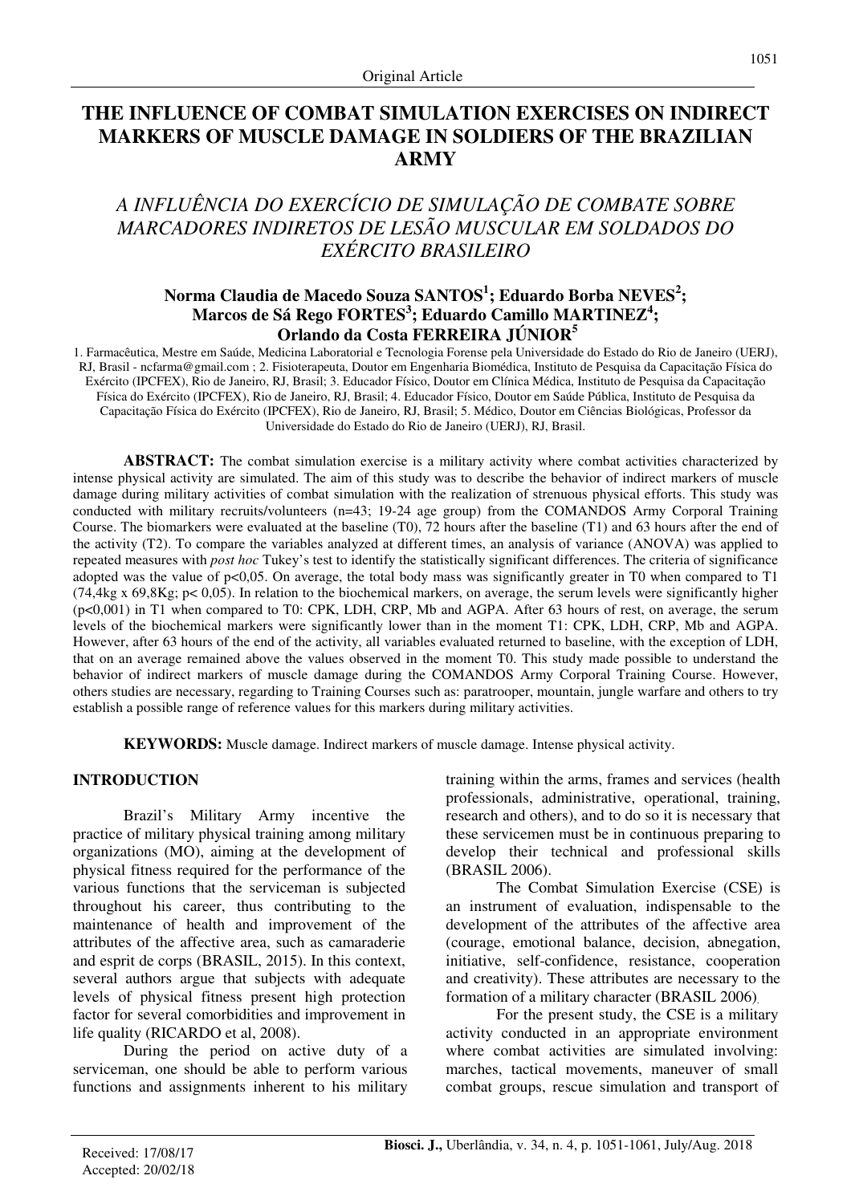Original Article

# THE INFLUENCE OF COMBAT SIMULATION EXERCISES ON INDIRECT MARKERS OF MUSCLE DAMAGE IN SOLDIERS OF THE BRAZILIAN ARMY

## *A INFLUÊNCIA DO EXERCÍCIO DE SIMULAÇÃO DE COMBATE SOBRE MARCADORES INDIRETOS DE LESÃO MUSCULAR EM SOLDADOS DO EXÉRCITO BRASILEIRO*

**Norma Claudia de Macedo Souza SANTOS[1]; Eduardo Borba NEVES[2]; Marcos de Sá Rego FORTES[3]; Eduardo Camillo MARTINEZ[4]; Orlando da Costa FERREIRA JÚNIOR[5]**

1. Farmacêutica, Mestre em Saúde, Medicina Laboratorial e Tecnologia Forense pela Universidade do Estado do Rio de Janeiro (UERJ), RJ, Brasil - ncfarma@gmail.com ; 2. Fisioterapeuta, Doutor em Engenharia Biomédica, Instituto de Pesquisa da Capacitação Física do Exército (IPCFEX), Rio de Janeiro, RJ, Brasil; 3. Educador Físico, Doutor em Clínica Médica, Instituto de Pesquisa da Capacitação Física do Exército (IPCFEX), Rio de Janeiro, RJ, Brasil; 4. Educador Físico, Doutor em Saúde Pública, Instituto de Pesquisa da Capacitação Física do Exército (IPCFEX), Rio de Janeiro, RJ, Brasil; 5. Médico, Doutor em Ciências Biológicas, Professor da Universidade do Estado do Rio de Janeiro (UERJ), RJ, Brasil.

**ABSTRACT:** The combat simulation exercise is a military activity where combat activities characterized by intense physical activity are simulated. The aim of this study was to describe the behavior of indirect markers of muscle damage during military activities of combat simulation with the realization of strenuous physical efforts. This study was conducted with military recruits/volunteers (n=43; 19-24 age group) from the COMANDOS Army Corporal Training Course. The biomarkers were evaluated at the baseline (T0), 72 hours after the baseline (T1) and 63 hours after the end of the activity (T2). To compare the variables analyzed at different times, an analysis of variance (ANOVA) was applied to repeated measures with *post hoc* Tukey's test to identify the statistically significant differences. The criteria of significance adopted was the value of $p<0,05$. On average, the total body mass was significantly greater in T0 when compared to T1 (74,4kg x 69,8Kg; $p< 0,05$). In relation to the biochemical markers, on average, the serum levels were significantly higher ($p<0,001$) in T1 when compared to T0: CPK, LDH, CRP, Mb and AGPA. After 63 hours of rest, on average, the serum levels of the biochemical markers were significantly lower than in the moment T1: CPK, LDH, CRP, Mb and AGPA. However, after 63 hours of the end of the activity, all variables evaluated returned to baseline, with the exception of LDH, that on an average remained above the values observed in the moment T0. This study made possible to understand the behavior of indirect markers of muscle damage during the COMANDOS Army Corporal Training Course. However, others studies are necessary, regarding to Training Courses such as: paratrooper, mountain, jungle warfare and others to try establish a possible range of reference values for this markers during military activities.

**KEYWORDS:** Muscle damage. Indirect markers of muscle damage. Intense physical activity.

## INTRODUCTION

Brazil's Military Army incentive the practice of military physical training among military organizations (MO), aiming at the development of physical fitness required for the performance of the various functions that the serviceman is subjected throughout his career, thus contributing to the maintenance of health and improvement of the attributes of the affective area, such as camaraderie and esprit de corps (BRASIL, 2015). In this context, several authors argue that subjects with adequate levels of physical fitness present high protection factor for several comorbidities and improvement in life quality (RICARDO et al, 2008).

During the period on active duty of a serviceman, one should be able to perform various functions and assignments inherent to his military training within the arms, frames and services (health professionals, administrative, operational, training, research and others), and to do so it is necessary that these servicemen must be in continuous preparing to develop their technical and professional skills (BRASIL 2006).

The Combat Simulation Exercise (CSE) is an instrument of evaluation, indispensable to the development of the attributes of the affective area (courage, emotional balance, decision, abnegation, initiative, self-confidence, resistance, cooperation and creativity). These attributes are necessary to the formation of a military character (BRASIL 2006).

For the present study, the CSE is a military activity conducted in an appropriate environment where combat activities are simulated involving: marches, tactical movements, maneuver of small combat groups, rescue simulation and transport of

Received: 17/08/17
Accepted: 20/02/18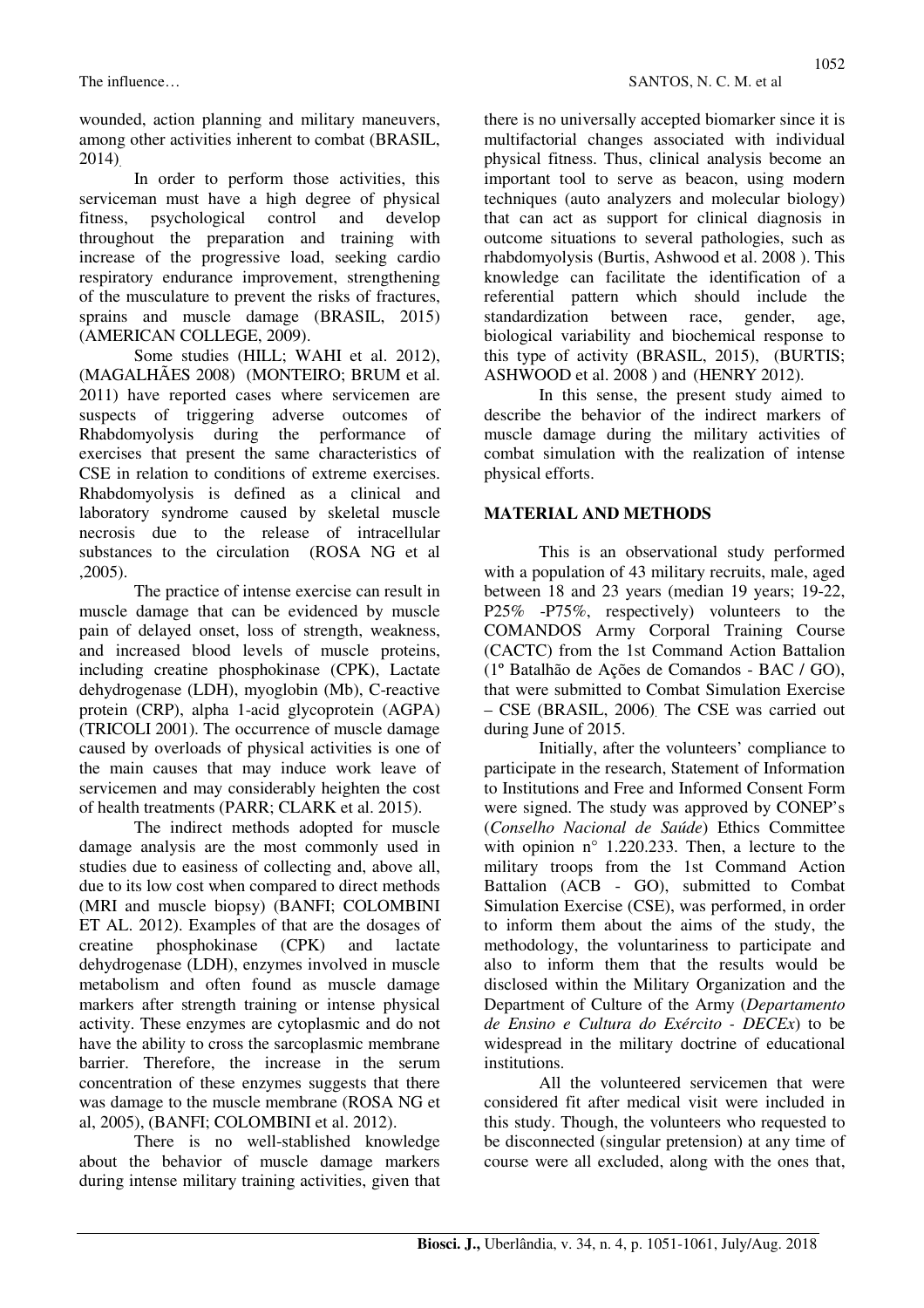wounded, action planning and military maneuvers, among other activities inherent to combat (BRASIL, 2014).

In order to perform those activities, this serviceman must have a high degree of physical fitness, psychological control and develop throughout the preparation and training with increase of the progressive load, seeking cardio respiratory endurance improvement, strengthening of the musculature to prevent the risks of fractures, sprains and muscle damage (BRASIL, 2015) (AMERICAN COLLEGE, 2009).

Some studies (HILL; WAHI et al. 2012), (MAGALHÃES 2008) (MONTEIRO; BRUM et al. 2011) have reported cases where servicemen are suspects of triggering adverse outcomes of Rhabdomyolysis during the performance of exercises that present the same characteristics of CSE in relation to conditions of extreme exercises. Rhabdomyolysis is defined as a clinical and laboratory syndrome caused by skeletal muscle necrosis due to the release of intracellular substances to the circulation (ROSA NG et al ,2005).

The practice of intense exercise can result in muscle damage that can be evidenced by muscle pain of delayed onset, loss of strength, weakness, and increased blood levels of muscle proteins, including creatine phosphokinase (CPK), Lactate dehydrogenase (LDH), myoglobin (Mb), C-reactive protein (CRP), alpha 1-acid glycoprotein (AGPA) (TRICOLI 2001). The occurrence of muscle damage caused by overloads of physical activities is one of the main causes that may induce work leave of servicemen and may considerably heighten the cost of health treatments (PARR; CLARK et al. 2015).

The indirect methods adopted for muscle damage analysis are the most commonly used in studies due to easiness of collecting and, above all, due to its low cost when compared to direct methods (MRI and muscle biopsy) (BANFI; COLOMBINI ET AL. 2012). Examples of that are the dosages of creatine phosphokinase (CPK) and lactate dehydrogenase (LDH), enzymes involved in muscle metabolism and often found as muscle damage markers after strength training or intense physical activity. These enzymes are cytoplasmic and do not have the ability to cross the sarcoplasmic membrane barrier. Therefore, the increase in the serum concentration of these enzymes suggests that there was damage to the muscle membrane (ROSA NG et al, 2005), (BANFI; COLOMBINI et al. 2012).

There is no well-stablished knowledge about the behavior of muscle damage markers during intense military training activities, given that there is no universally accepted biomarker since it is multifactorial changes associated with individual physical fitness. Thus, clinical analysis become an important tool to serve as beacon, using modern techniques (auto analyzers and molecular biology) that can act as support for clinical diagnosis in outcome situations to several pathologies, such as rhabdomyolysis (Burtis, Ashwood et al. 2008 ). This knowledge can facilitate the identification of a referential pattern which should include the standardization between race, gender, age, biological variability and biochemical response to this type of activity (BRASIL, 2015), (BURTIS; ASHWOOD et al. 2008 ) and (HENRY 2012).

In this sense, the present study aimed to describe the behavior of the indirect markers of muscle damage during the military activities of combat simulation with the realization of intense physical efforts.

## MATERIAL AND METHODS

This is an observational study performed with a population of 43 military recruits, male, aged between 18 and 23 years (median 19 years; 19-22, P25% -P75%, respectively) volunteers to the COMANDOS Army Corporal Training Course (CACTC) from the 1st Command Action Battalion (1º Batalhão de Ações de Comandos - BAC / GO), that were submitted to Combat Simulation Exercise – CSE (BRASIL, 2006). The CSE was carried out during June of 2015.

Initially, after the volunteers' compliance to participate in the research, Statement of Information to Institutions and Free and Informed Consent Form were signed. The study was approved by CONEP's (*Conselho Nacional de Saúde*) Ethics Committee with opinion n° 1.220.233. Then, a lecture to the military troops from the 1st Command Action Battalion (ACB - GO), submitted to Combat Simulation Exercise (CSE), was performed, in order to inform them about the aims of the study, the methodology, the voluntariness to participate and also to inform them that the results would be disclosed within the Military Organization and the Department of Culture of the Army (*Departamento de Ensino e Cultura do Exército - DECEx*) to be widespread in the military doctrine of educational institutions.

All the volunteered servicemen that were considered fit after medical visit were included in this study. Though, the volunteers who requested to be disconnected (singular pretension) at any time of course were all excluded, along with the ones that,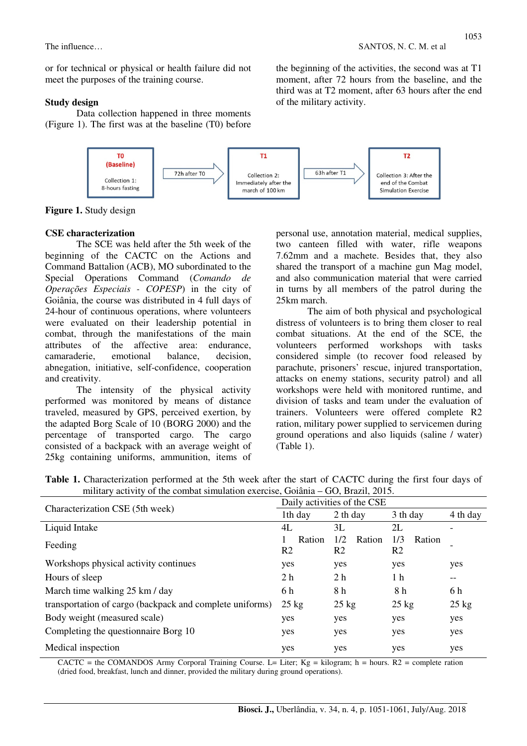or for technical or physical or health failure did not meet the purposes of the training course.

### Study design

Data collection happened in three moments (Figure 1). The first was at the baseline (T0) before the beginning of the activities, the second was at T1 moment, after 72 hours from the baseline, and the third was at T2 moment, after 63 hours after the end of the military activity.

T0 (Baseline) — Collection 1: 8-hours fasting → 72h after T0 → T1 — Collection 2: Immediately after the march of 100 km → 63h after T1 → T2 — Collection 3: After the end of the Combat Simulation Exercise

**Figure 1.** Study design

### CSE characterization

The SCE was held after the 5th week of the beginning of the CACTC on the Actions and Command Battalion (ACB), MO subordinated to the Special Operations Command (*Comando de Operações Especiais - COPESP*) in the city of Goiânia, the course was distributed in 4 full days of 24-hour of continuous operations, where volunteers were evaluated on their leadership potential in combat, through the manifestations of the main attributes of the affective area: endurance, camaraderie, emotional balance, decision, abnegation, initiative, self-confidence, cooperation and creativity.

The intensity of the physical activity performed was monitored by means of distance traveled, measured by GPS, perceived exertion, by the adapted Borg Scale of 10 (BORG 2000) and the percentage of transported cargo. The cargo consisted of a backpack with an average weight of 25kg containing uniforms, ammunition, items of personal use, annotation material, medical supplies, two canteen filled with water, rifle weapons 7.62mm and a machete. Besides that, they also shared the transport of a machine gun Mag model, and also communication material that were carried in turns by all members of the patrol during the 25km march.

The aim of both physical and psychological distress of volunteers is to bring them closer to real combat situations. At the end of the SCE, the volunteers performed workshops with tasks considered simple (to recover food released by parachute, prisoners' rescue, injured transportation, attacks on enemy stations, security patrol) and all workshops were held with monitored runtime, and division of tasks and team under the evaluation of trainers. Volunteers were offered complete R2 ration, military power supplied to servicemen during ground operations and also liquids (saline / water) (Table 1).

**Table 1.** Characterization performed at the 5th week after the start of CACTC during the first four days of military activity of the combat simulation exercise, Goiânia – GO, Brazil, 2015.

| Characterization CSE (5th week) | Daily activities of the CSE | | | |
|---|---|---|---|---|
| | 1th day | 2 th day | 3 th day | 4 th day |
| Liquid Intake | 4L | 3L | 2L | - |
| Feeding | 1 Ration R2 | 1/2 Ration R2 | 1/3 Ration R2 | - |
| Workshops physical activity continues | yes | yes | yes | yes |
| Hours of sleep | 2 h | 2 h | 1 h | -- |
| March time walking 25 km / day | 6 h | 8 h | 8 h | 6 h |
| transportation of cargo (backpack and complete uniforms) | 25 kg | 25 kg | 25 kg | 25 kg |
| Body weight (measured scale) | yes | yes | yes | yes |
| Completing the questionnaire Borg 10 | yes | yes | yes | yes |
| Medical inspection | yes | yes | yes | yes |

CACTC = the COMANDOS Army Corporal Training Course. L= Liter; Kg = kilogram; h = hours. R2 = complete ration (dried food, breakfast, lunch and dinner, provided the military during ground operations).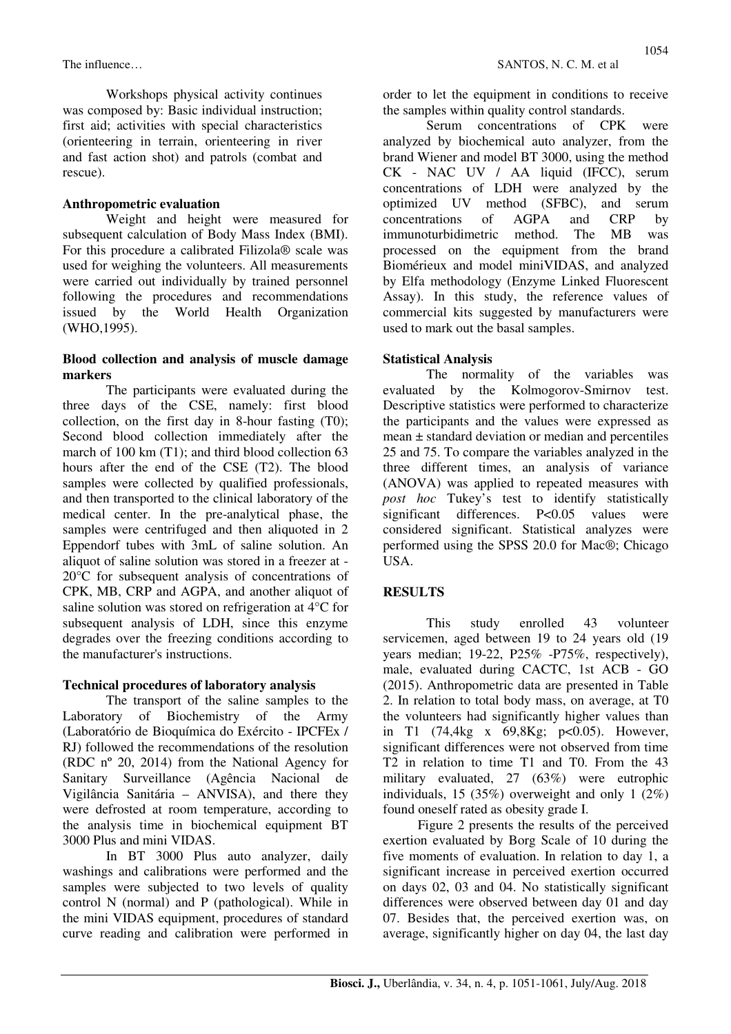Workshops physical activity continues was composed by: Basic individual instruction; first aid; activities with special characteristics (orienteering in terrain, orienteering in river and fast action shot) and patrols (combat and rescue).

**Anthropometric evaluation**

Weight and height were measured for subsequent calculation of Body Mass Index (BMI). For this procedure a calibrated Filizola® scale was used for weighing the volunteers. All measurements were carried out individually by trained personnel following the procedures and recommendations issued by the World Health Organization (WHO,1995).

**Blood collection and analysis of muscle damage markers**

The participants were evaluated during the three days of the CSE, namely: first blood collection, on the first day in 8-hour fasting (T0); Second blood collection immediately after the march of 100 km (T1); and third blood collection 63 hours after the end of the CSE (T2). The blood samples were collected by qualified professionals, and then transported to the clinical laboratory of the medical center. In the pre-analytical phase, the samples were centrifuged and then aliquoted in 2 Eppendorf tubes with 3mL of saline solution. An aliquot of saline solution was stored in a freezer at -20°C for subsequent analysis of concentrations of CPK, MB, CRP and AGPA, and another aliquot of saline solution was stored on refrigeration at 4°C for subsequent analysis of LDH, since this enzyme degrades over the freezing conditions according to the manufacturer's instructions.

**Technical procedures of laboratory analysis**

The transport of the saline samples to the Laboratory of Biochemistry of the Army (Laboratório de Bioquímica do Exército - IPCFEx / RJ) followed the recommendations of the resolution (RDC nº 20, 2014) from the National Agency for Sanitary Surveillance (Agência Nacional de Vigilância Sanitária – ANVISA), and there they were defrosted at room temperature, according to the analysis time in biochemical equipment BT 3000 Plus and mini VIDAS.

In BT 3000 Plus auto analyzer, daily washings and calibrations were performed and the samples were subjected to two levels of quality control N (normal) and P (pathological). While in the mini VIDAS equipment, procedures of standard curve reading and calibration were performed in order to let the equipment in conditions to receive the samples within quality control standards.

Serum concentrations of CPK were analyzed by biochemical auto analyzer, from the brand Wiener and model BT 3000, using the method CK - NAC UV / AA liquid (IFCC), serum concentrations of LDH were analyzed by the optimized UV method (SFBC), and serum concentrations of AGPA and CRP by immunoturbidimetric method. The MB was processed on the equipment from the brand Biomérieux and model miniVIDAS, and analyzed by Elfa methodology (Enzyme Linked Fluorescent Assay). In this study, the reference values of commercial kits suggested by manufacturers were used to mark out the basal samples.

**Statistical Analysis**

The normality of the variables was evaluated by the Kolmogorov-Smirnov test. Descriptive statistics were performed to characterize the participants and the values were expressed as mean ± standard deviation or median and percentiles 25 and 75. To compare the variables analyzed in the three different times, an analysis of variance (ANOVA) was applied to repeated measures with *post hoc* Tukey's test to identify statistically significant differences. P<0.05 values were considered significant. Statistical analyzes were performed using the SPSS 20.0 for Mac®; Chicago USA.

## RESULTS

This study enrolled 43 volunteer servicemen, aged between 19 to 24 years old (19 years median; 19-22, P25% -P75%, respectively), male, evaluated during CACTC, 1st ACB - GO (2015). Anthropometric data are presented in Table 2. In relation to total body mass, on average, at T0 the volunteers had significantly higher values than in T1 (74,4kg x 69,8Kg; p<0.05). However, significant differences were not observed from time T2 in relation to time T1 and T0. From the 43 military evaluated, 27 (63%) were eutrophic individuals, 15 (35%) overweight and only 1 (2%) found oneself rated as obesity grade I.

Figure 2 presents the results of the perceived exertion evaluated by Borg Scale of 10 during the five moments of evaluation. In relation to day 1, a significant increase in perceived exertion occurred on days 02, 03 and 04. No statistically significant differences were observed between day 01 and day 07. Besides that, the perceived exertion was, on average, significantly higher on day 04, the last day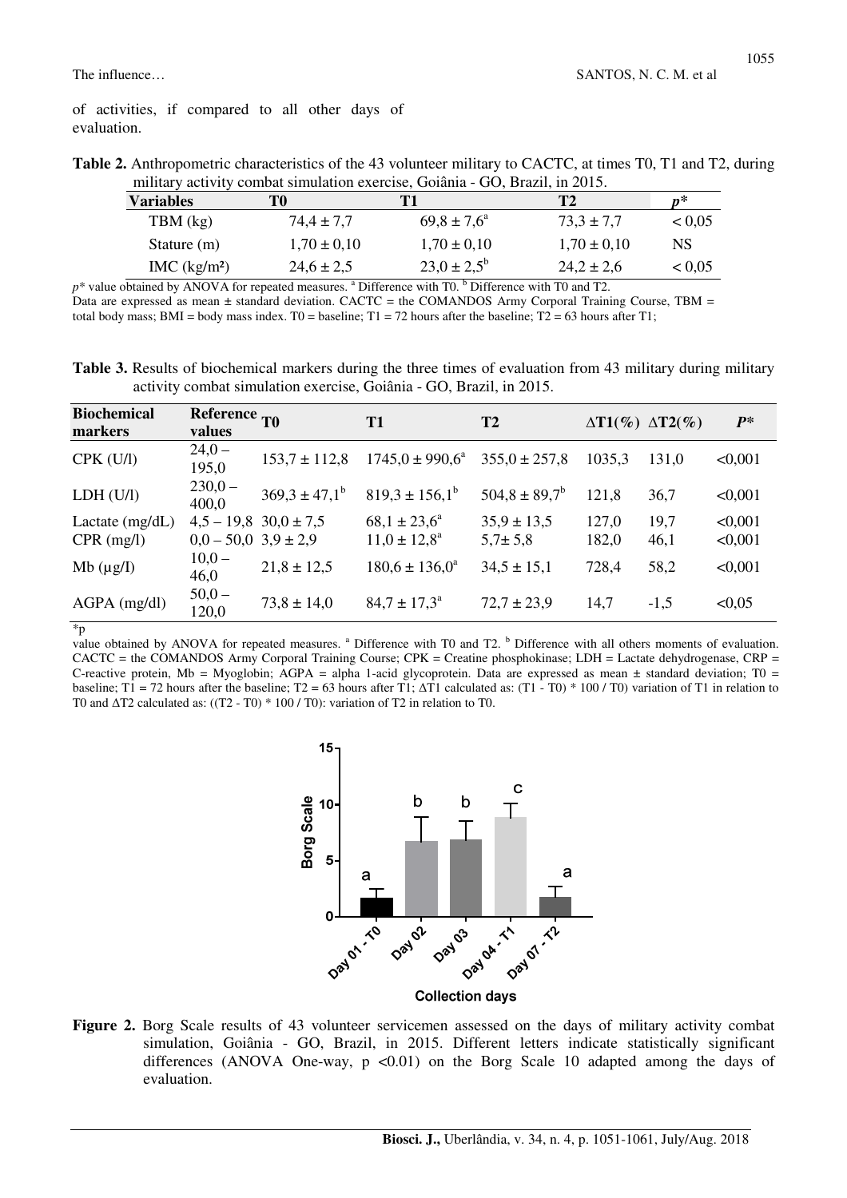of activities, if compared to all other days of evaluation.

**Table 2.** Anthropometric characteristics of the 43 volunteer military to CACTC, at times T0, T1 and T2, during military activity combat simulation exercise, Goiânia - GO, Brazil, in 2015.

| Variables | T0 | T1 | T2 | $p$* |
|---|---|---|---|---|
| TBM (kg) | 74,4 ± 7,7 | 69,8 ± 7,6[a] | 73,3 ± 7,7 | < 0,05 |
| Stature (m) | 1,70 ± 0,10 | 1,70 ± 0,10 | 1,70 ± 0,10 | NS |
| IMC (kg/m²) | 24,6 ± 2,5 | 23,0 ± 2,5[b] | 24,2 ± 2,6 | < 0,05 |

$p$* value obtained by ANOVA for repeated measures. [a] Difference with T0. [b] Difference with T0 and T2.
Data are expressed as mean ± standard deviation. CACTC = the COMANDOS Army Corporal Training Course, TBM = total body mass; BMI = body mass index. T0 = baseline; T1 = 72 hours after the baseline; T2 = 63 hours after T1;

**Table 3.** Results of biochemical markers during the three times of evaluation from 43 military during military activity combat simulation exercise, Goiânia - GO, Brazil, in 2015.

| Biochemical markers | Reference values | T0 | T1 | T2 | ΔT1(%) | ΔT2(%) | $P$* |
|---|---|---|---|---|---|---|---|
| CPK (U/l) | 24,0 – 195,0 | 153,7 ± 112,8 | 1745,0 ± 990,6[a] | 355,0 ± 257,8 | 1035,3 | 131,0 | <0,001 |
| LDH (U/l) | 230,0 – 400,0 | 369,3 ± 47,1[b] | 819,3 ± 156,1[b] | 504,8 ± 89,7[b] | 121,8 | 36,7 | <0,001 |
| Lactate (mg/dL) | 4,5 – 19,8 | 30,0 ± 7,5 | 68,1 ± 23,6[a] | 35,9 ± 13,5 | 127,0 | 19,7 | <0,001 |
| CPR (mg/l) | 0,0 – 50,0 | 3,9 ± 2,9 | 11,0 ± 12,8[a] | 5,7± 5,8 | 182,0 | 46,1 | <0,001 |
| Mb (µg/I) | 10,0 – 46,0 | 21,8 ± 12,5 | 180,6 ± 136,0[a] | 34,5 ± 15,1 | 728,4 | 58,2 | <0,001 |
| AGPA (mg/dl) | 50,0 – 120,0 | 73,8 ± 14,0 | 84,7 ± 17,3[a] | 72,7 ± 23,9 | 14,7 | -1,5 | <0,05 |

*p value obtained by ANOVA for repeated measures. [a] Difference with T0 and T2. [b] Difference with all others moments of evaluation. CACTC = the COMANDOS Army Corporal Training Course; CPK = Creatine phosphokinase; LDH = Lactate dehydrogenase, CRP = C-reactive protein, Mb = Myoglobin; AGPA = alpha 1-acid glycoprotein. Data are expressed as mean ± standard deviation; T0 = baseline; T1 = 72 hours after the baseline; T2 = 63 hours after T1; ΔT1 calculated as: (T1 - T0) * 100 / T0) variation of T1 in relation to T0 and ΔT2 calculated as: ((T2 - T0) * 100 / T0): variation of T2 in relation to T0.

**Figure 2.** Borg Scale results of 43 volunteer servicemen assessed on the days of military activity combat simulation, Goiânia - GO, Brazil, in 2015. Different letters indicate statistically significant differences (ANOVA One-way, p <0.01) on the Borg Scale 10 adapted among the days of evaluation.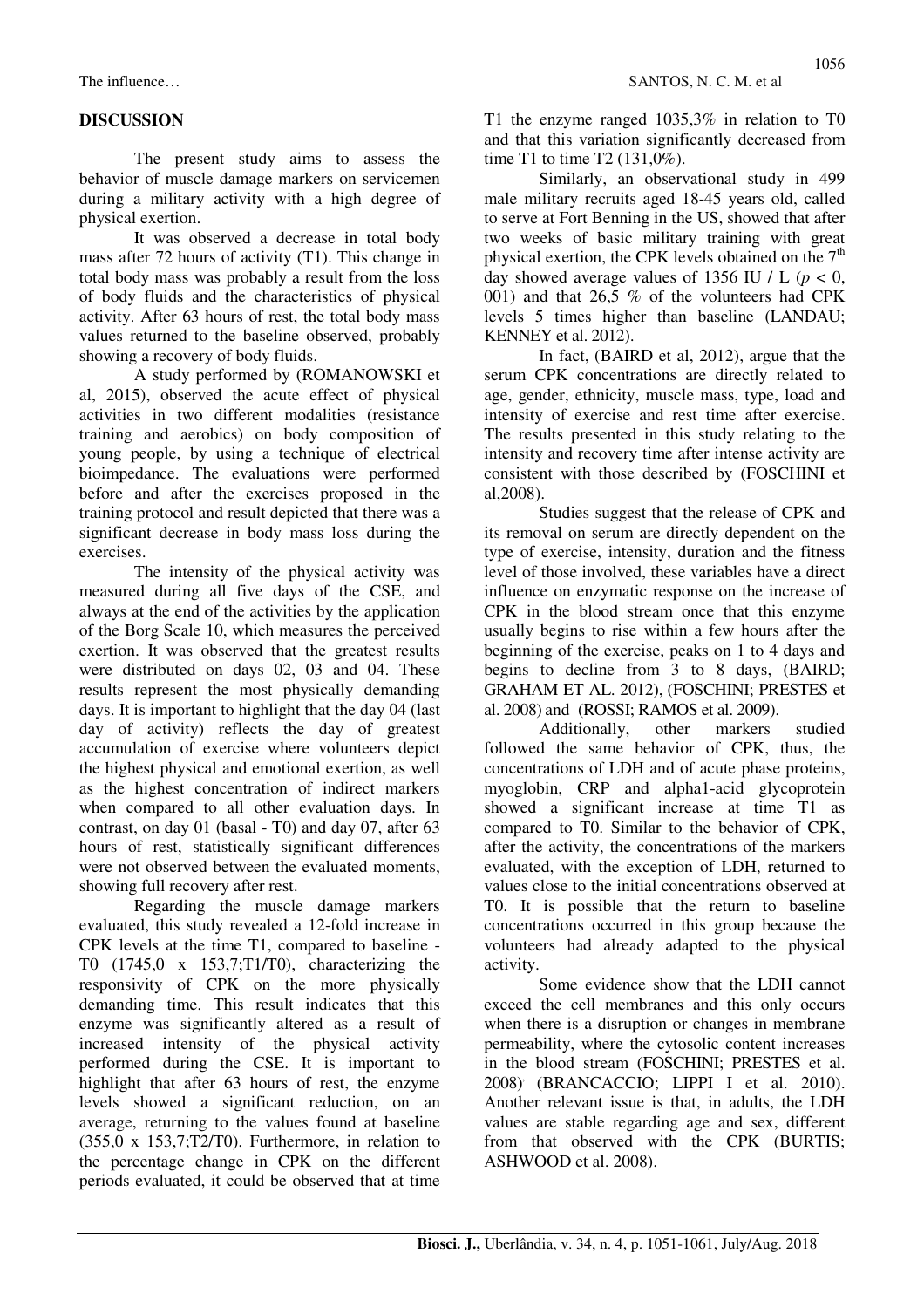## DISCUSSION

The present study aims to assess the behavior of muscle damage markers on servicemen during a military activity with a high degree of physical exertion.

It was observed a decrease in total body mass after 72 hours of activity (T1). This change in total body mass was probably a result from the loss of body fluids and the characteristics of physical activity. After 63 hours of rest, the total body mass values returned to the baseline observed, probably showing a recovery of body fluids.

A study performed by (ROMANOWSKI et al, 2015), observed the acute effect of physical activities in two different modalities (resistance training and aerobics) on body composition of young people, by using a technique of electrical bioimpedance. The evaluations were performed before and after the exercises proposed in the training protocol and result depicted that there was a significant decrease in body mass loss during the exercises.

The intensity of the physical activity was measured during all five days of the CSE, and always at the end of the activities by the application of the Borg Scale 10, which measures the perceived exertion. It was observed that the greatest results were distributed on days 02, 03 and 04. These results represent the most physically demanding days. It is important to highlight that the day 04 (last day of activity) reflects the day of greatest accumulation of exercise where volunteers depict the highest physical and emotional exertion, as well as the highest concentration of indirect markers when compared to all other evaluation days. In contrast, on day 01 (basal - T0) and day 07, after 63 hours of rest, statistically significant differences were not observed between the evaluated moments, showing full recovery after rest.

Regarding the muscle damage markers evaluated, this study revealed a 12-fold increase in CPK levels at the time T1, compared to baseline - T0 (1745,0 x 153,7;T1/T0), characterizing the responsivity of CPK on the more physically demanding time. This result indicates that this enzyme was significantly altered as a result of increased intensity of the physical activity performed during the CSE. It is important to highlight that after 63 hours of rest, the enzyme levels showed a significant reduction, on an average, returning to the values found at baseline (355,0 x 153,7;T2/T0). Furthermore, in relation to the percentage change in CPK on the different periods evaluated, it could be observed that at time T1 the enzyme ranged 1035,3% in relation to T0 and that this variation significantly decreased from time T1 to time T2 (131,0%).

Similarly, an observational study in 499 male military recruits aged 18-45 years old, called to serve at Fort Benning in the US, showed that after two weeks of basic military training with great physical exertion, the CPK levels obtained on the 7th day showed average values of 1356 IU / L ($p <$ 0, 001) and that 26,5 % of the volunteers had CPK levels 5 times higher than baseline (LANDAU; KENNEY et al. 2012).

In fact, (BAIRD et al, 2012), argue that the serum CPK concentrations are directly related to age, gender, ethnicity, muscle mass, type, load and intensity of exercise and rest time after exercise. The results presented in this study relating to the intensity and recovery time after intense activity are consistent with those described by (FOSCHINI et al,2008).

Studies suggest that the release of CPK and its removal on serum are directly dependent on the type of exercise, intensity, duration and the fitness level of those involved, these variables have a direct influence on enzymatic response on the increase of CPK in the blood stream once that this enzyme usually begins to rise within a few hours after the beginning of the exercise, peaks on 1 to 4 days and begins to decline from 3 to 8 days, (BAIRD; GRAHAM ET AL. 2012), (FOSCHINI; PRESTES et al. 2008) and (ROSSI; RAMOS et al. 2009).

Additionally, other markers studied followed the same behavior of CPK, thus, the concentrations of LDH and of acute phase proteins, myoglobin, CRP and alpha1-acid glycoprotein showed a significant increase at time T1 as compared to T0. Similar to the behavior of CPK, after the activity, the concentrations of the markers evaluated, with the exception of LDH, returned to values close to the initial concentrations observed at T0. It is possible that the return to baseline concentrations occurred in this group because the volunteers had already adapted to the physical activity.

Some evidence show that the LDH cannot exceed the cell membranes and this only occurs when there is a disruption or changes in membrane permeability, where the cytosolic content increases in the blood stream (FOSCHINI; PRESTES et al. 2008) (BRANCACCIO; LIPPI I et al. 2010). Another relevant issue is that, in adults, the LDH values are stable regarding age and sex, different from that observed with the CPK (BURTIS; ASHWOOD et al. 2008).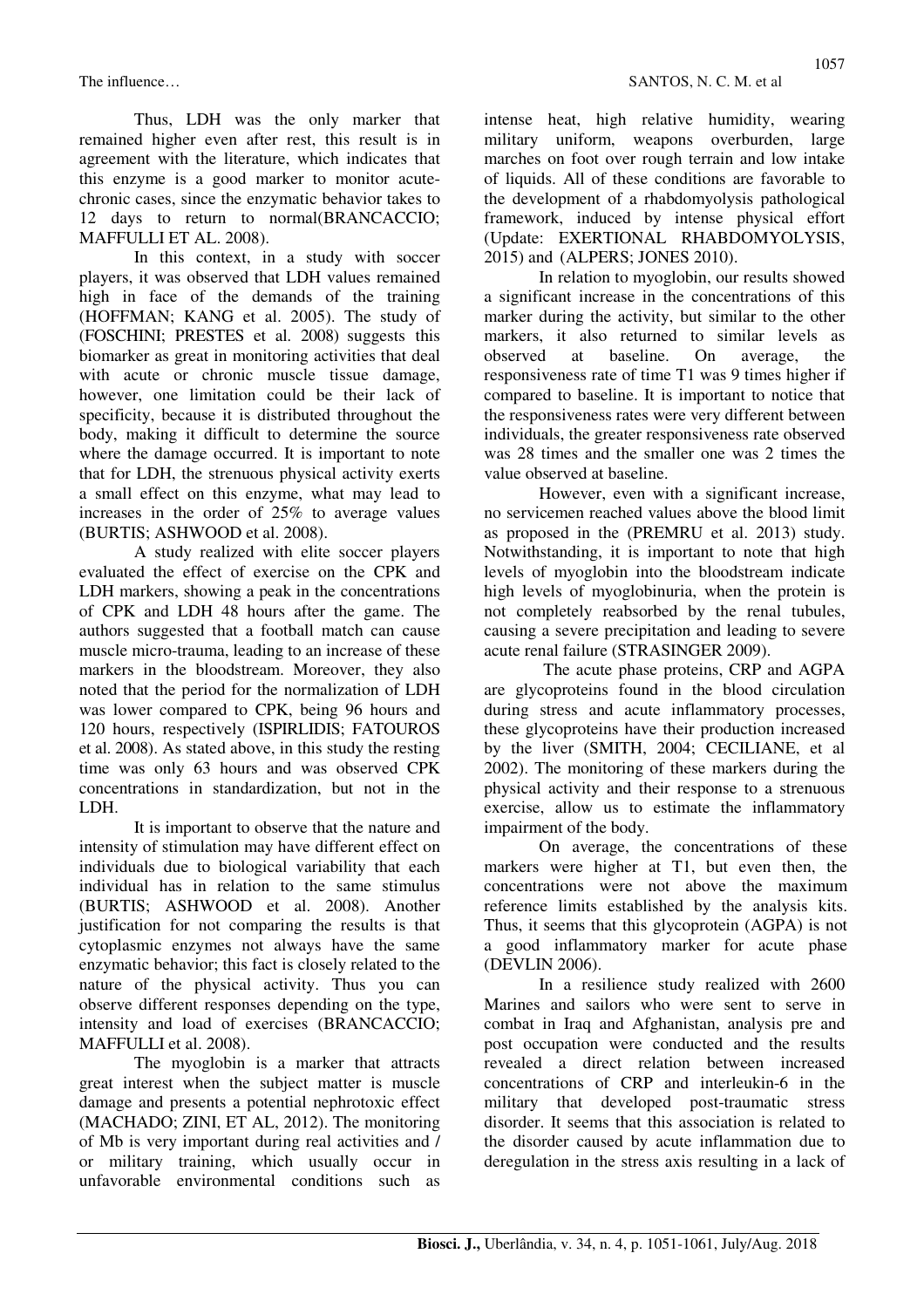Thus, LDH was the only marker that remained higher even after rest, this result is in agreement with the literature, which indicates that this enzyme is a good marker to monitor acute-chronic cases, since the enzymatic behavior takes to 12 days to return to normal(BRANCACCIO; MAFFULLI ET AL. 2008).

In this context, in a study with soccer players, it was observed that LDH values remained high in face of the demands of the training (HOFFMAN; KANG et al. 2005). The study of (FOSCHINI; PRESTES et al. 2008) suggests this biomarker as great in monitoring activities that deal with acute or chronic muscle tissue damage, however, one limitation could be their lack of specificity, because it is distributed throughout the body, making it difficult to determine the source where the damage occurred. It is important to note that for LDH, the strenuous physical activity exerts a small effect on this enzyme, what may lead to increases in the order of 25% to average values (BURTIS; ASHWOOD et al. 2008).

A study realized with elite soccer players evaluated the effect of exercise on the CPK and LDH markers, showing a peak in the concentrations of CPK and LDH 48 hours after the game. The authors suggested that a football match can cause muscle micro-trauma, leading to an increase of these markers in the bloodstream. Moreover, they also noted that the period for the normalization of LDH was lower compared to CPK, being 96 hours and 120 hours, respectively (ISPIRLIDIS; FATOUROS et al. 2008). As stated above, in this study the resting time was only 63 hours and was observed CPK concentrations in standardization, but not in the LDH.

It is important to observe that the nature and intensity of stimulation may have different effect on individuals due to biological variability that each individual has in relation to the same stimulus (BURTIS; ASHWOOD et al. 2008). Another justification for not comparing the results is that cytoplasmic enzymes not always have the same enzymatic behavior; this fact is closely related to the nature of the physical activity. Thus you can observe different responses depending on the type, intensity and load of exercises (BRANCACCIO; MAFFULLI et al. 2008).

The myoglobin is a marker that attracts great interest when the subject matter is muscle damage and presents a potential nephrotoxic effect (MACHADO; ZINI, ET AL, 2012). The monitoring of Mb is very important during real activities and / or military training, which usually occur in unfavorable environmental conditions such as intense heat, high relative humidity, wearing military uniform, weapons overburden, large marches on foot over rough terrain and low intake of liquids. All of these conditions are favorable to the development of a rhabdomyolysis pathological framework, induced by intense physical effort (Update: EXERTIONAL RHABDOMYOLYSIS, 2015) and (ALPERS; JONES 2010).

In relation to myoglobin, our results showed a significant increase in the concentrations of this marker during the activity, but similar to the other markers, it also returned to similar levels as observed at baseline. On average, the responsiveness rate of time T1 was 9 times higher if compared to baseline. It is important to notice that the responsiveness rates were very different between individuals, the greater responsiveness rate observed was 28 times and the smaller one was 2 times the value observed at baseline.

However, even with a significant increase, no servicemen reached values above the blood limit as proposed in the (PREMRU et al. 2013) study. Notwithstanding, it is important to note that high levels of myoglobin into the bloodstream indicate high levels of myoglobinuria, when the protein is not completely reabsorbed by the renal tubules, causing a severe precipitation and leading to severe acute renal failure (STRASINGER 2009).

The acute phase proteins, CRP and AGPA are glycoproteins found in the blood circulation during stress and acute inflammatory processes, these glycoproteins have their production increased by the liver (SMITH, 2004; CECILIANE, et al 2002). The monitoring of these markers during the physical activity and their response to a strenuous exercise, allow us to estimate the inflammatory impairment of the body.

On average, the concentrations of these markers were higher at T1, but even then, the concentrations were not above the maximum reference limits established by the analysis kits. Thus, it seems that this glycoprotein (AGPA) is not a good inflammatory marker for acute phase (DEVLIN 2006).

In a resilience study realized with 2600 Marines and sailors who were sent to serve in combat in Iraq and Afghanistan, analysis pre and post occupation were conducted and the results revealed a direct relation between increased concentrations of CRP and interleukin-6 in the military that developed post-traumatic stress disorder. It seems that this association is related to the disorder caused by acute inflammation due to deregulation in the stress axis resulting in a lack of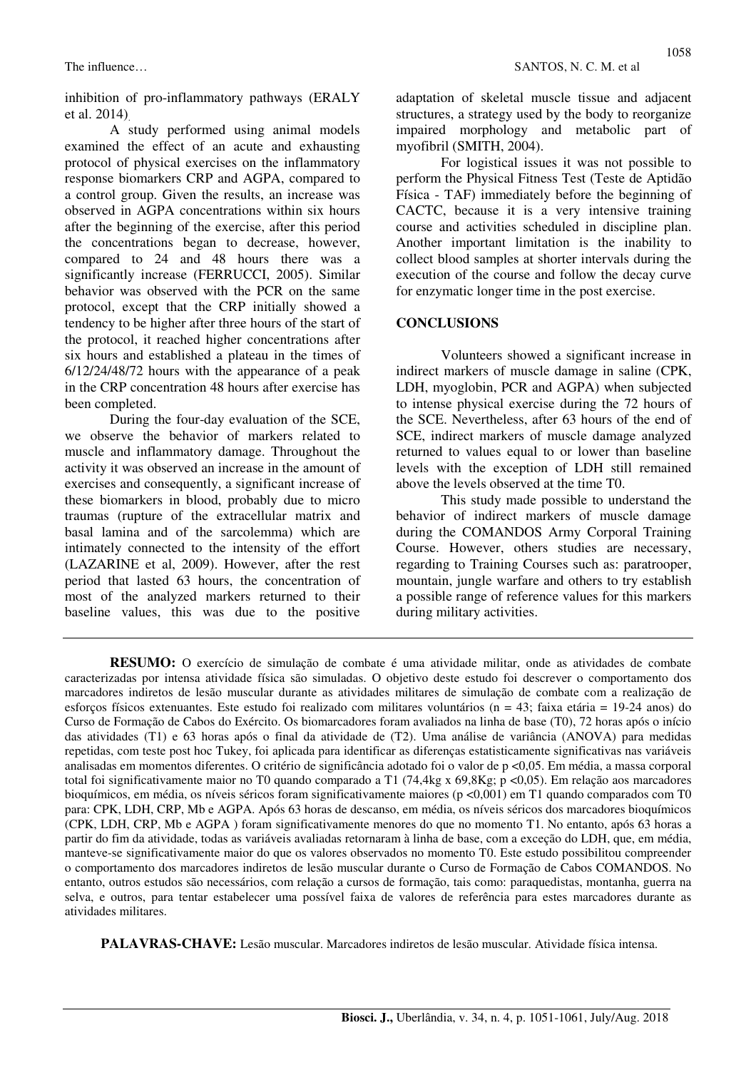inhibition of pro-inflammatory pathways (ERALY et al. 2014).

A study performed using animal models examined the effect of an acute and exhausting protocol of physical exercises on the inflammatory response biomarkers CRP and AGPA, compared to a control group. Given the results, an increase was observed in AGPA concentrations within six hours after the beginning of the exercise, after this period the concentrations began to decrease, however, compared to 24 and 48 hours there was a significantly increase (FERRUCCI, 2005). Similar behavior was observed with the PCR on the same protocol, except that the CRP initially showed a tendency to be higher after three hours of the start of the protocol, it reached higher concentrations after six hours and established a plateau in the times of 6/12/24/48/72 hours with the appearance of a peak in the CRP concentration 48 hours after exercise has been completed.

During the four-day evaluation of the SCE, we observe the behavior of markers related to muscle and inflammatory damage. Throughout the activity it was observed an increase in the amount of exercises and consequently, a significant increase of these biomarkers in blood, probably due to micro traumas (rupture of the extracellular matrix and basal lamina and of the sarcolemma) which are intimately connected to the intensity of the effort (LAZARINE et al, 2009). However, after the rest period that lasted 63 hours, the concentration of most of the analyzed markers returned to their baseline values, this was due to the positive adaptation of skeletal muscle tissue and adjacent structures, a strategy used by the body to reorganize impaired morphology and metabolic part of myofibril (SMITH, 2004).

For logistical issues it was not possible to perform the Physical Fitness Test (Teste de Aptidão Física - TAF) immediately before the beginning of CACTC, because it is a very intensive training course and activities scheduled in discipline plan. Another important limitation is the inability to collect blood samples at shorter intervals during the execution of the course and follow the decay curve for enzymatic longer time in the post exercise.

## CONCLUSIONS

Volunteers showed a significant increase in indirect markers of muscle damage in saline (CPK, LDH, myoglobin, PCR and AGPA) when subjected to intense physical exercise during the 72 hours of the SCE. Nevertheless, after 63 hours of the end of SCE, indirect markers of muscle damage analyzed returned to values equal to or lower than baseline levels with the exception of LDH still remained above the levels observed at the time T0.

This study made possible to understand the behavior of indirect markers of muscle damage during the COMANDOS Army Corporal Training Course. However, others studies are necessary, regarding to Training Courses such as: paratrooper, mountain, jungle warfare and others to try establish a possible range of reference values for this markers during military activities.

---

**RESUMO:** O exercício de simulação de combate é uma atividade militar, onde as atividades de combate caracterizadas por intensa atividade física são simuladas. O objetivo deste estudo foi descrever o comportamento dos marcadores indiretos de lesão muscular durante as atividades militares de simulação de combate com a realização de esforços físicos extenuantes. Este estudo foi realizado com militares voluntários (n = 43; faixa etária = 19-24 anos) do Curso de Formação de Cabos do Exército. Os biomarcadores foram avaliados na linha de base (T0), 72 horas após o início das atividades (T1) e 63 horas após o final da atividade de (T2). Uma análise de variância (ANOVA) para medidas repetidas, com teste post hoc Tukey, foi aplicada para identificar as diferenças estatisticamente significativas nas variáveis analisadas em momentos diferentes. O critério de significância adotado foi o valor de p <0,05. Em média, a massa corporal total foi significativamente maior no T0 quando comparado a T1 (74,4kg x 69,8Kg; p <0,05). Em relação aos marcadores bioquímicos, em média, os níveis séricos foram significativamente maiores (p <0,001) em T1 quando comparados com T0 para: CPK, LDH, CRP, Mb e AGPA. Após 63 horas de descanso, em média, os níveis séricos dos marcadores bioquímicos (CPK, LDH, CRP, Mb e AGPA ) foram significativamente menores do que no momento T1. No entanto, após 63 horas a partir do fim da atividade, todas as variáveis avaliadas retornaram à linha de base, com a exceção do LDH, que, em média, manteve-se significativamente maior do que os valores observados no momento T0. Este estudo possibilitou compreender o comportamento dos marcadores indiretos de lesão muscular durante o Curso de Formação de Cabos COMANDOS. No entanto, outros estudos são necessários, com relação a cursos de formação, tais como: paraquedistas, montanha, guerra na selva, e outros, para tentar estabelecer uma possível faixa de valores de referência para estes marcadores durante as atividades militares.

**PALAVRAS-CHAVE:** Lesão muscular. Marcadores indiretos de lesão muscular. Atividade física intensa.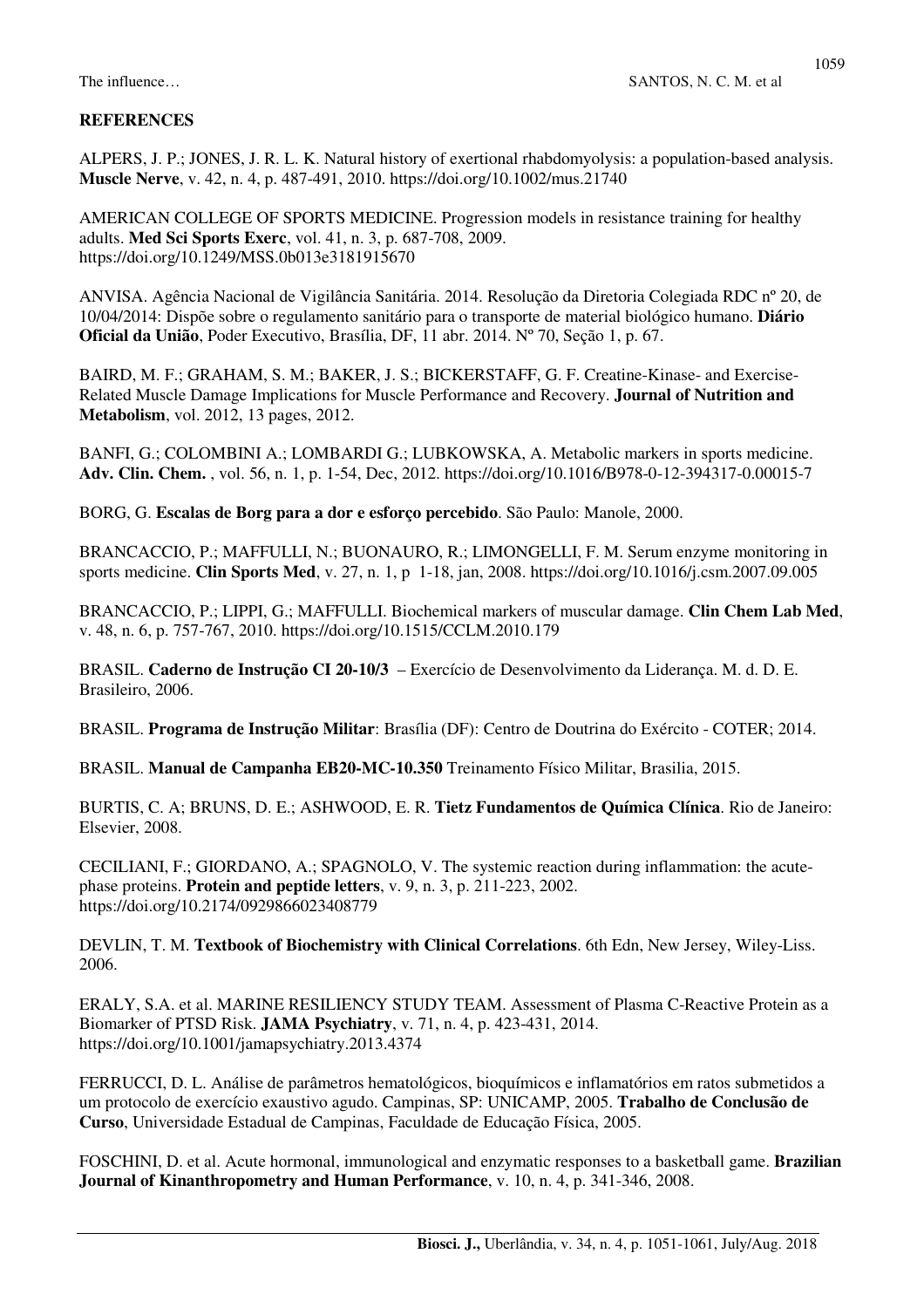**REFERENCES**

ALPERS, J. P.; JONES, J. R. L. K. Natural history of exertional rhabdomyolysis: a population-based analysis. **Muscle Nerve**, v. 42, n. 4, p. 487-491, 2010. https://doi.org/10.1002/mus.21740

AMERICAN COLLEGE OF SPORTS MEDICINE. Progression models in resistance training for healthy adults. **Med Sci Sports Exerc**, vol. 41, n. 3, p. 687-708, 2009. https://doi.org/10.1249/MSS.0b013e3181915670

ANVISA. Agência Nacional de Vigilância Sanitária. 2014. Resolução da Diretoria Colegiada RDC nº 20, de 10/04/2014: Dispõe sobre o regulamento sanitário para o transporte de material biológico humano. **Diário Oficial da União**, Poder Executivo, Brasília, DF, 11 abr. 2014. Nº 70, Seção 1, p. 67.

BAIRD, M. F.; GRAHAM, S. M.; BAKER, J. S.; BICKERSTAFF, G. F. Creatine-Kinase- and Exercise-Related Muscle Damage Implications for Muscle Performance and Recovery. **Journal of Nutrition and Metabolism**, vol. 2012, 13 pages, 2012.

BANFI, G.; COLOMBINI A.; LOMBARDI G.; LUBKOWSKA, A. Metabolic markers in sports medicine. **Adv. Clin. Chem.** , vol. 56, n. 1, p. 1-54, Dec, 2012. https://doi.org/10.1016/B978-0-12-394317-0.00015-7

BORG, G. **Escalas de Borg para a dor e esforço percebido**. São Paulo: Manole, 2000.

BRANCACCIO, P.; MAFFULLI, N.; BUONAURO, R.; LIMONGELLI, F. M. Serum enzyme monitoring in sports medicine. **Clin Sports Med**, v. 27, n. 1, p 1-18, jan, 2008. https://doi.org/10.1016/j.csm.2007.09.005

BRANCACCIO, P.; LIPPI, G.; MAFFULLI. Biochemical markers of muscular damage. **Clin Chem Lab Med**, v. 48, n. 6, p. 757-767, 2010. https://doi.org/10.1515/CCLM.2010.179

BRASIL. **Caderno de Instrução CI 20-10/3** – Exercício de Desenvolvimento da Liderança. M. d. D. E. Brasileiro, 2006.

BRASIL. **Programa de Instrução Militar**: Brasília (DF): Centro de Doutrina do Exército - COTER; 2014.

BRASIL. **Manual de Campanha EB20-MC-10.350** Treinamento Físico Militar, Brasilia, 2015.

BURTIS, C. A; BRUNS, D. E.; ASHWOOD, E. R. **Tietz Fundamentos de Química Clínica**. Rio de Janeiro: Elsevier, 2008.

CECILIANI, F.; GIORDANO, A.; SPAGNOLO, V. The systemic reaction during inflammation: the acute-phase proteins. **Protein and peptide letters**, v. 9, n. 3, p. 211-223, 2002. https://doi.org/10.2174/0929866023408779

DEVLIN, T. M. **Textbook of Biochemistry with Clinical Correlations**. 6th Edn, New Jersey, Wiley-Liss. 2006.

ERALY, S.A. et al. MARINE RESILIENCY STUDY TEAM. Assessment of Plasma C-Reactive Protein as a Biomarker of PTSD Risk. **JAMA Psychiatry**, v. 71, n. 4, p. 423-431, 2014. https://doi.org/10.1001/jamapsychiatry.2013.4374

FERRUCCI, D. L. Análise de parâmetros hematológicos, bioquímicos e inflamatórios em ratos submetidos a um protocolo de exercício exaustivo agudo. Campinas, SP: UNICAMP, 2005. **Trabalho de Conclusão de Curso**, Universidade Estadual de Campinas, Faculdade de Educação Física, 2005.

FOSCHINI, D. et al. Acute hormonal, immunological and enzymatic responses to a basketball game. **Brazilian Journal of Kinanthropometry and Human Performance**, v. 10, n. 4, p. 341-346, 2008.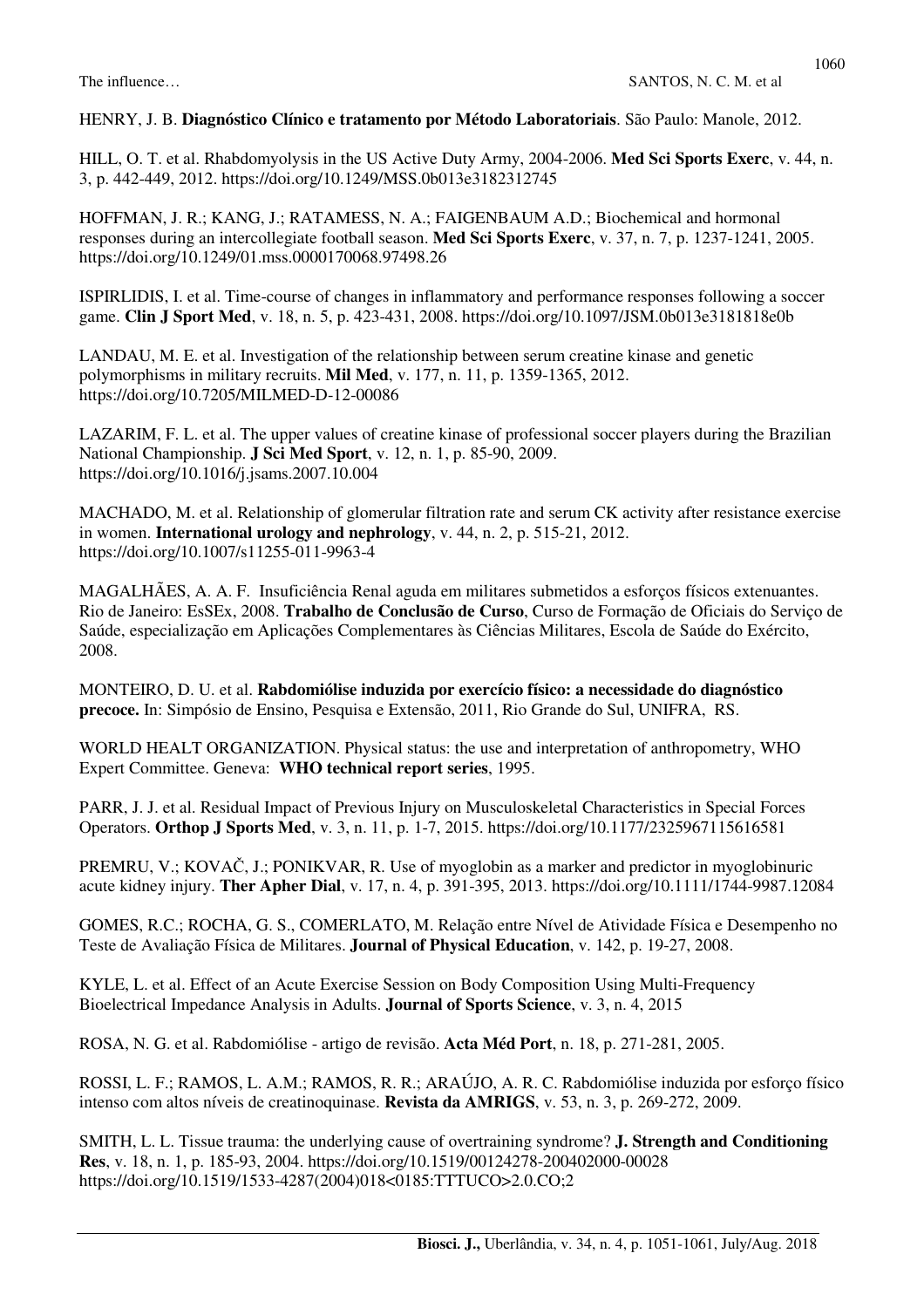HENRY, J. B. **Diagnóstico Clínico e tratamento por Método Laboratoriais**. São Paulo: Manole, 2012.

HILL, O. T. et al. Rhabdomyolysis in the US Active Duty Army, 2004-2006. **Med Sci Sports Exerc**, v. 44, n. 3, p. 442-449, 2012. https://doi.org/10.1249/MSS.0b013e3182312745

HOFFMAN, J. R.; KANG, J.; RATAMESS, N. A.; FAIGENBAUM A.D.; Biochemical and hormonal responses during an intercollegiate football season. **Med Sci Sports Exerc**, v. 37, n. 7, p. 1237-1241, 2005. https://doi.org/10.1249/01.mss.0000170068.97498.26

ISPIRLIDIS, I. et al. Time-course of changes in inflammatory and performance responses following a soccer game. **Clin J Sport Med**, v. 18, n. 5, p. 423-431, 2008. https://doi.org/10.1097/JSM.0b013e3181818e0b

LANDAU, M. E. et al. Investigation of the relationship between serum creatine kinase and genetic polymorphisms in military recruits. **Mil Med**, v. 177, n. 11, p. 1359-1365, 2012. https://doi.org/10.7205/MILMED-D-12-00086

LAZARIM, F. L. et al. The upper values of creatine kinase of professional soccer players during the Brazilian National Championship. **J Sci Med Sport**, v. 12, n. 1, p. 85-90, 2009. https://doi.org/10.1016/j.jsams.2007.10.004

MACHADO, M. et al. Relationship of glomerular filtration rate and serum CK activity after resistance exercise in women. **International urology and nephrology**, v. 44, n. 2, p. 515-21, 2012. https://doi.org/10.1007/s11255-011-9963-4

MAGALHÃES, A. A. F. Insuficiência Renal aguda em militares submetidos a esforços físicos extenuantes. Rio de Janeiro: EsSEx, 2008. **Trabalho de Conclusão de Curso**, Curso de Formação de Oficiais do Serviço de Saúde, especialização em Aplicações Complementares às Ciências Militares, Escola de Saúde do Exército, 2008.

MONTEIRO, D. U. et al. **Rabdomiólise induzida por exercício físico: a necessidade do diagnóstico precoce.** In: Simpósio de Ensino, Pesquisa e Extensão, 2011, Rio Grande do Sul, UNIFRA, RS.

WORLD HEALT ORGANIZATION. Physical status: the use and interpretation of anthropometry, WHO Expert Committee. Geneva: **WHO technical report series**, 1995.

PARR, J. J. et al. Residual Impact of Previous Injury on Musculoskeletal Characteristics in Special Forces Operators. **Orthop J Sports Med**, v. 3, n. 11, p. 1-7, 2015. https://doi.org/10.1177/2325967115616581

PREMRU, V.; KOVAČ, J.; PONIKVAR, R. Use of myoglobin as a marker and predictor in myoglobinuric acute kidney injury. **Ther Apher Dial**, v. 17, n. 4, p. 391-395, 2013. https://doi.org/10.1111/1744-9987.12084

GOMES, R.C.; ROCHA, G. S., COMERLATO, M. Relação entre Nível de Atividade Física e Desempenho no Teste de Avaliação Física de Militares. **Journal of Physical Education**, v. 142, p. 19-27, 2008.

KYLE, L. et al. Effect of an Acute Exercise Session on Body Composition Using Multi-Frequency Bioelectrical Impedance Analysis in Adults. **Journal of Sports Science**, v. 3, n. 4, 2015

ROSA, N. G. et al. Rabdomiólise - artigo de revisão. **Acta Méd Port**, n. 18, p. 271-281, 2005.

ROSSI, L. F.; RAMOS, L. A.M.; RAMOS, R. R.; ARAÚJO, A. R. C. Rabdomiólise induzida por esforço físico intenso com altos níveis de creatinoquinase. **Revista da AMRIGS**, v. 53, n. 3, p. 269-272, 2009.

SMITH, L. L. Tissue trauma: the underlying cause of overtraining syndrome? **J. Strength and Conditioning Res**, v. 18, n. 1, p. 185-93, 2004. https://doi.org/10.1519/00124278-200402000-00028 https://doi.org/10.1519/1533-4287(2004)018<0185:TTTUCO>2.0.CO;2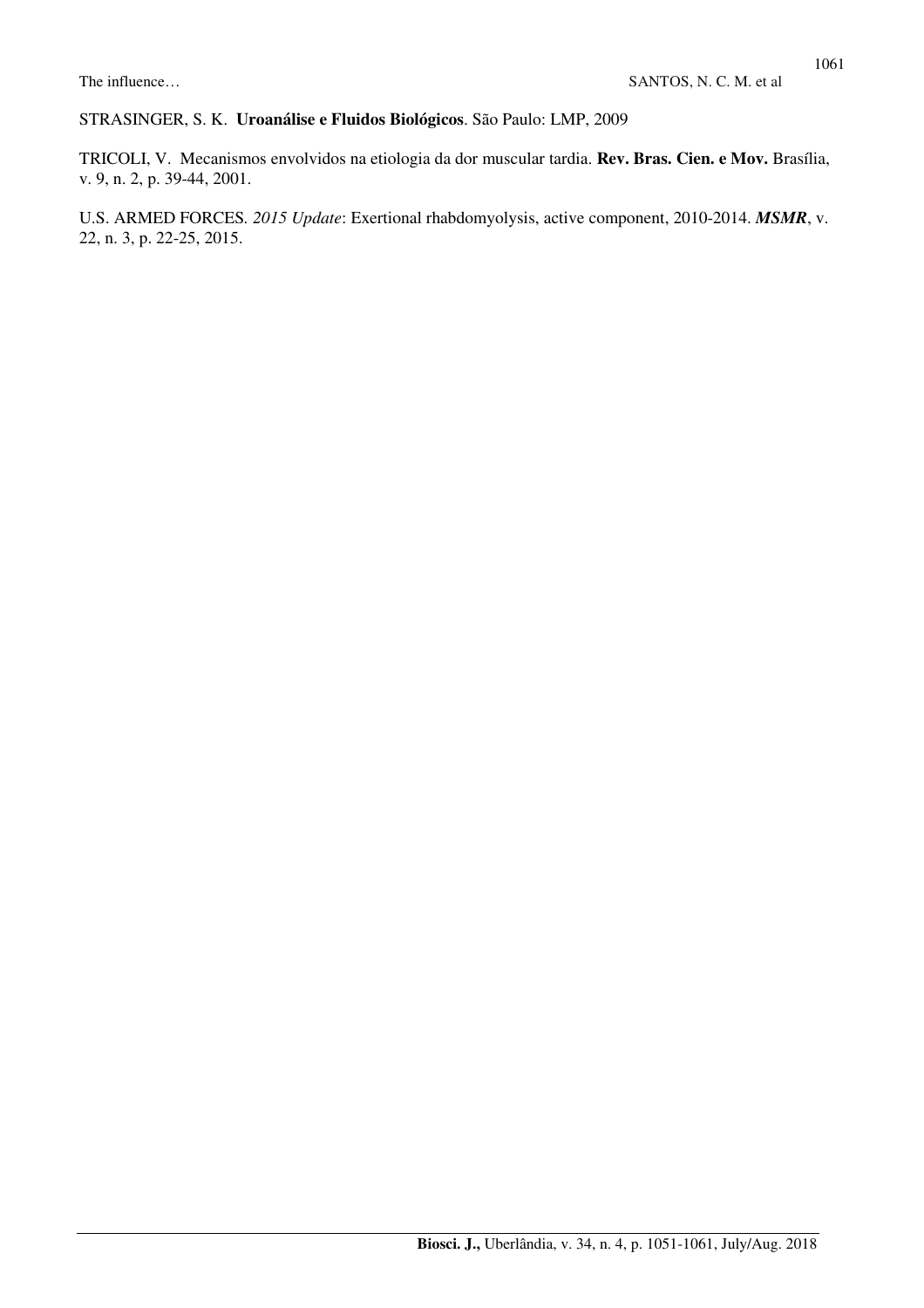STRASINGER, S. K. **Uroanálise e Fluidos Biológicos**. São Paulo: LMP, 2009

TRICOLI, V. Mecanismos envolvidos na etiologia da dor muscular tardia. **Rev. Bras. Cien. e Mov.** Brasília, v. 9, n. 2, p. 39-44, 2001.

U.S. ARMED FORCES. *2015 Update*: Exertional rhabdomyolysis, active component, 2010-2014. ***MSMR***, v. 22, n. 3, p. 22-25, 2015.